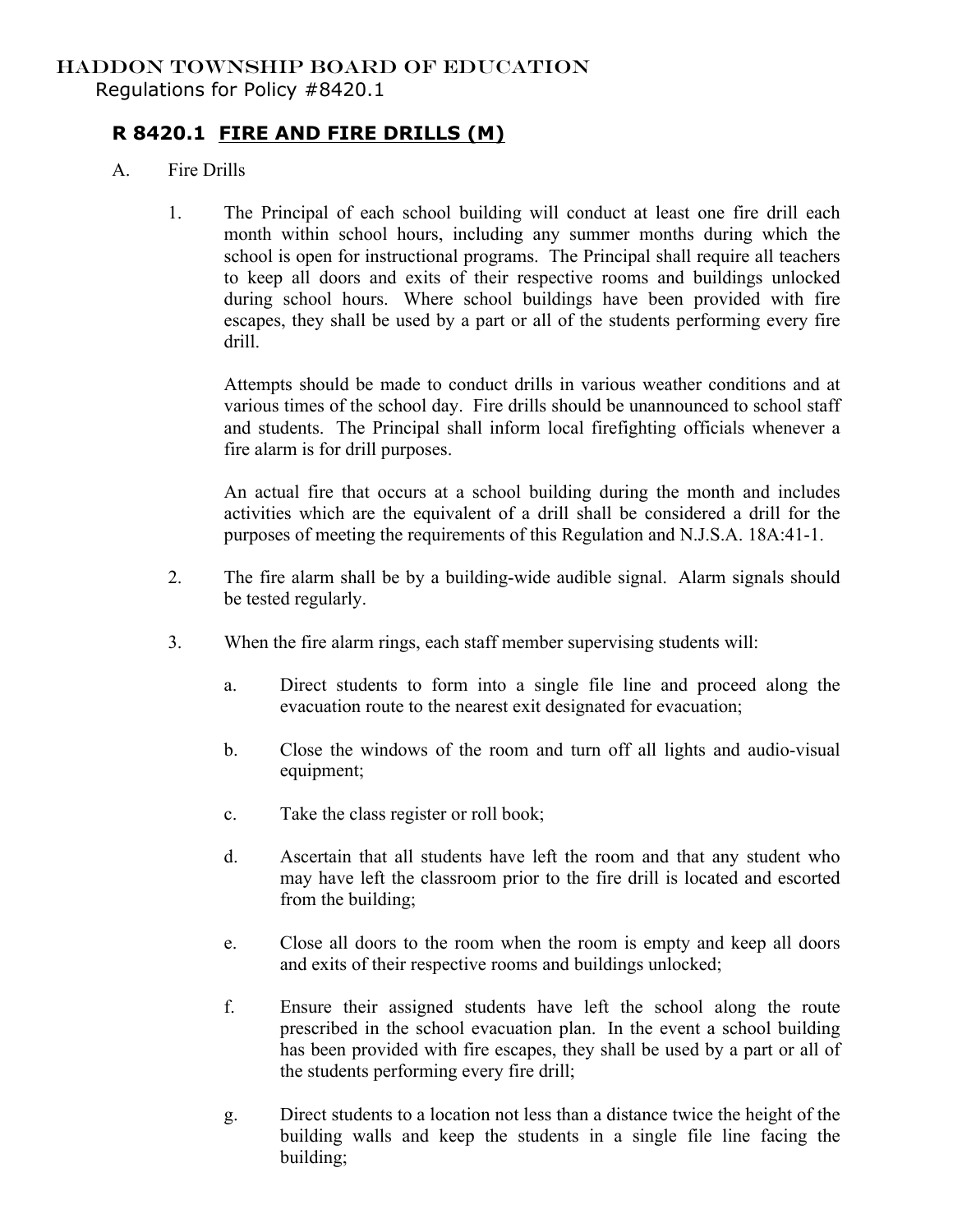HADDON TOWNSHIP BOARD OF EDUCATION

Regulations for Policy #8420.1

## R 8420.1 FIRE AND FIRE DRILLS (M)

A. Fire Drills

1. The Principal of each school building will conduct at least one fire drill each month within school hours, including any summer months during which the school is open for instructional programs. The Principal shall require all teachers to keep all doors and exits of their respective rooms and buildings unlocked during school hours. Where school buildings have been provided with fire escapes, they shall be used by a part or all of the students performing every fire drill.

   Attempts should be made to conduct drills in various weather conditions and at various times of the school day. Fire drills should be unannounced to school staff and students. The Principal shall inform local firefighting officials whenever a fire alarm is for drill purposes.

   An actual fire that occurs at a school building during the month and includes activities which are the equivalent of a drill shall be considered a drill for the purposes of meeting the requirements of this Regulation and N.J.S.A. 18A:41-1.

2. The fire alarm shall be by a building-wide audible signal. Alarm signals should be tested regularly.

3. When the fire alarm rings, each staff member supervising students will:

   a. Direct students to form into a single file line and proceed along the evacuation route to the nearest exit designated for evacuation;

   b. Close the windows of the room and turn off all lights and audio-visual equipment;

   c. Take the class register or roll book;

   d. Ascertain that all students have left the room and that any student who may have left the classroom prior to the fire drill is located and escorted from the building;

   e. Close all doors to the room when the room is empty and keep all doors and exits of their respective rooms and buildings unlocked;

   f. Ensure their assigned students have left the school along the route prescribed in the school evacuation plan. In the event a school building has been provided with fire escapes, they shall be used by a part or all of the students performing every fire drill;

   g. Direct students to a location not less than a distance twice the height of the building walls and keep the students in a single file line facing the building;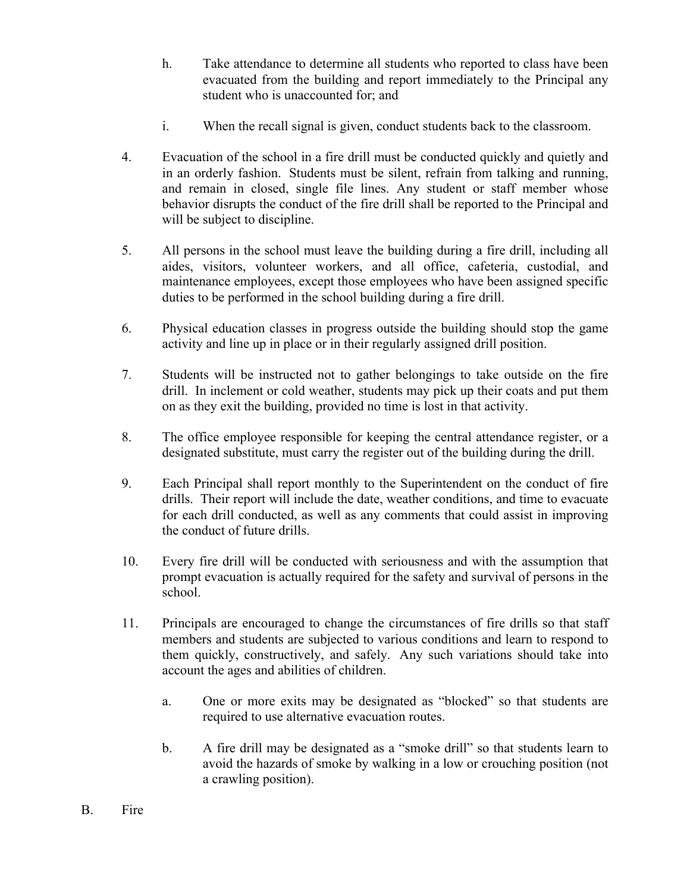h. Take attendance to determine all students who reported to class have been evacuated from the building and report immediately to the Principal any student who is unaccounted for; and

i. When the recall signal is given, conduct students back to the classroom.

4. Evacuation of the school in a fire drill must be conducted quickly and quietly and in an orderly fashion. Students must be silent, refrain from talking and running, and remain in closed, single file lines. Any student or staff member whose behavior disrupts the conduct of the fire drill shall be reported to the Principal and will be subject to discipline.

5. All persons in the school must leave the building during a fire drill, including all aides, visitors, volunteer workers, and all office, cafeteria, custodial, and maintenance employees, except those employees who have been assigned specific duties to be performed in the school building during a fire drill.

6. Physical education classes in progress outside the building should stop the game activity and line up in place or in their regularly assigned drill position.

7. Students will be instructed not to gather belongings to take outside on the fire drill. In inclement or cold weather, students may pick up their coats and put them on as they exit the building, provided no time is lost in that activity.

8. The office employee responsible for keeping the central attendance register, or a designated substitute, must carry the register out of the building during the drill.

9. Each Principal shall report monthly to the Superintendent on the conduct of fire drills. Their report will include the date, weather conditions, and time to evacuate for each drill conducted, as well as any comments that could assist in improving the conduct of future drills.

10. Every fire drill will be conducted with seriousness and with the assumption that prompt evacuation is actually required for the safety and survival of persons in the school.

11. Principals are encouraged to change the circumstances of fire drills so that staff members and students are subjected to various conditions and learn to respond to them quickly, constructively, and safely. Any such variations should take into account the ages and abilities of children.

    a. One or more exits may be designated as "blocked" so that students are required to use alternative evacuation routes.

    b. A fire drill may be designated as a "smoke drill" so that students learn to avoid the hazards of smoke by walking in a low or crouching position (not a crawling position).

B. Fire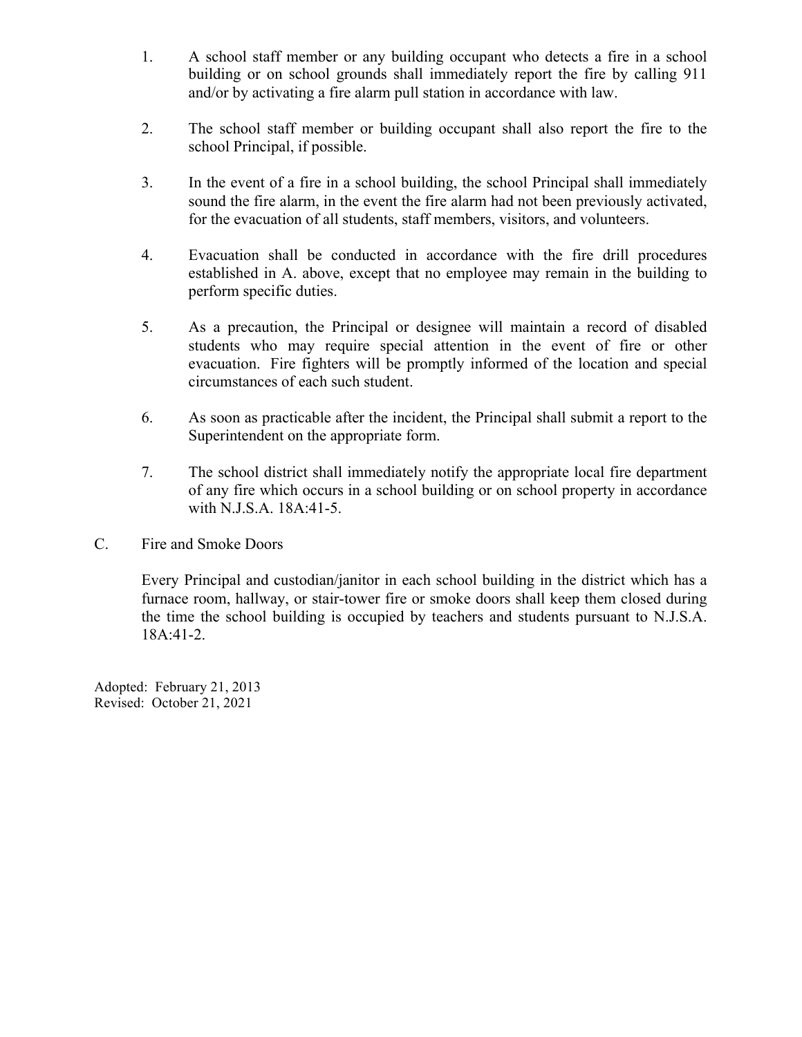1. A school staff member or any building occupant who detects a fire in a school building or on school grounds shall immediately report the fire by calling 911 and/or by activating a fire alarm pull station in accordance with law.

2. The school staff member or building occupant shall also report the fire to the school Principal, if possible.

3. In the event of a fire in a school building, the school Principal shall immediately sound the fire alarm, in the event the fire alarm had not been previously activated, for the evacuation of all students, staff members, visitors, and volunteers.

4. Evacuation shall be conducted in accordance with the fire drill procedures established in A. above, except that no employee may remain in the building to perform specific duties.

5. As a precaution, the Principal or designee will maintain a record of disabled students who may require special attention in the event of fire or other evacuation. Fire fighters will be promptly informed of the location and special circumstances of each such student.

6. As soon as practicable after the incident, the Principal shall submit a report to the Superintendent on the appropriate form.

7. The school district shall immediately notify the appropriate local fire department of any fire which occurs in a school building or on school property in accordance with N.J.S.A. 18A:41-5.

C. Fire and Smoke Doors

Every Principal and custodian/janitor in each school building in the district which has a furnace room, hallway, or stair-tower fire or smoke doors shall keep them closed during the time the school building is occupied by teachers and students pursuant to N.J.S.A. 18A:41-2.

Adopted: February 21, 2013
Revised: October 21, 2021